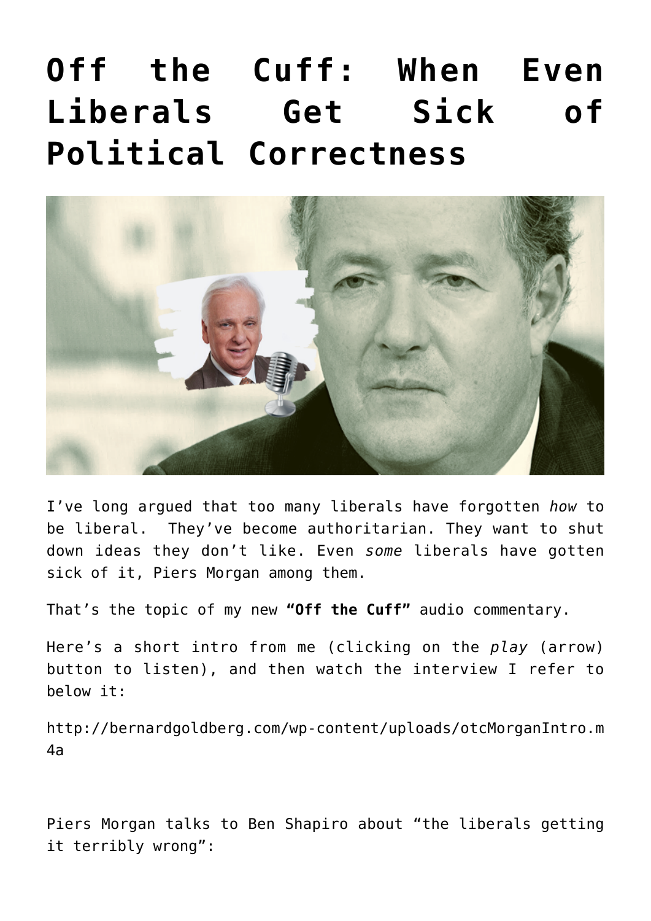# Off the Cuff: When Even Liberals Get Sick of Political Correctness

I've long argued that too many liberals have forgotten *how* to be liberal. They've become authoritarian. They want to shut down ideas they don't like. Even *some* liberals have gotten sick of it, Piers Morgan among them.

That's the topic of my new **"Off the Cuff"** audio commentary.

Here's a short intro from me (clicking on the *play* (arrow) button to listen), and then watch the interview I refer to below it:

http://bernardgoldberg.com/wp-content/uploads/otcMorganIntro.m4a

Piers Morgan talks to Ben Shapiro about "the liberals getting it terribly wrong":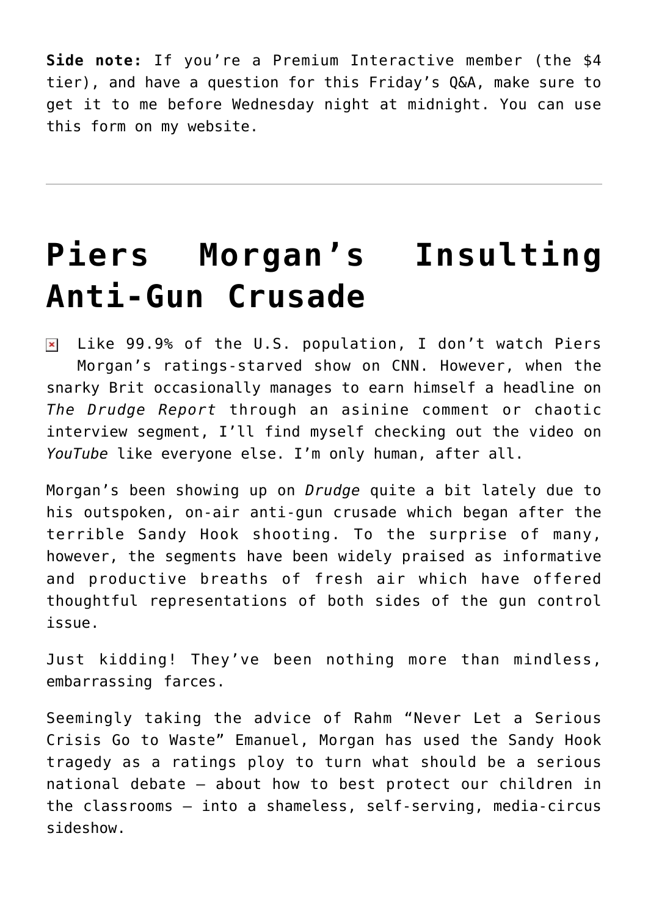**Side note:** If you're a Premium Interactive member (the $4 tier), and have a question for this Friday's Q&A, make sure to get it to me before Wednesday night at midnight. You can use this form on my website.

---

# Piers Morgan's Insulting Anti-Gun Crusade

Like 99.9% of the U.S. population, I don't watch Piers Morgan's ratings-starved show on CNN. However, when the snarky Brit occasionally manages to earn himself a headline on *The Drudge Report* through an asinine comment or chaotic interview segment, I'll find myself checking out the video on *YouTube* like everyone else. I'm only human, after all.

Morgan's been showing up on *Drudge* quite a bit lately due to his outspoken, on-air anti-gun crusade which began after the terrible Sandy Hook shooting. To the surprise of many, however, the segments have been widely praised as informative and productive breaths of fresh air which have offered thoughtful representations of both sides of the gun control issue.

Just kidding! They've been nothing more than mindless, embarrassing farces.

Seemingly taking the advice of Rahm "Never Let a Serious Crisis Go to Waste" Emanuel, Morgan has used the Sandy Hook tragedy as a ratings ploy to turn what should be a serious national debate – about how to best protect our children in the classrooms – into a shameless, self-serving, media-circus sideshow.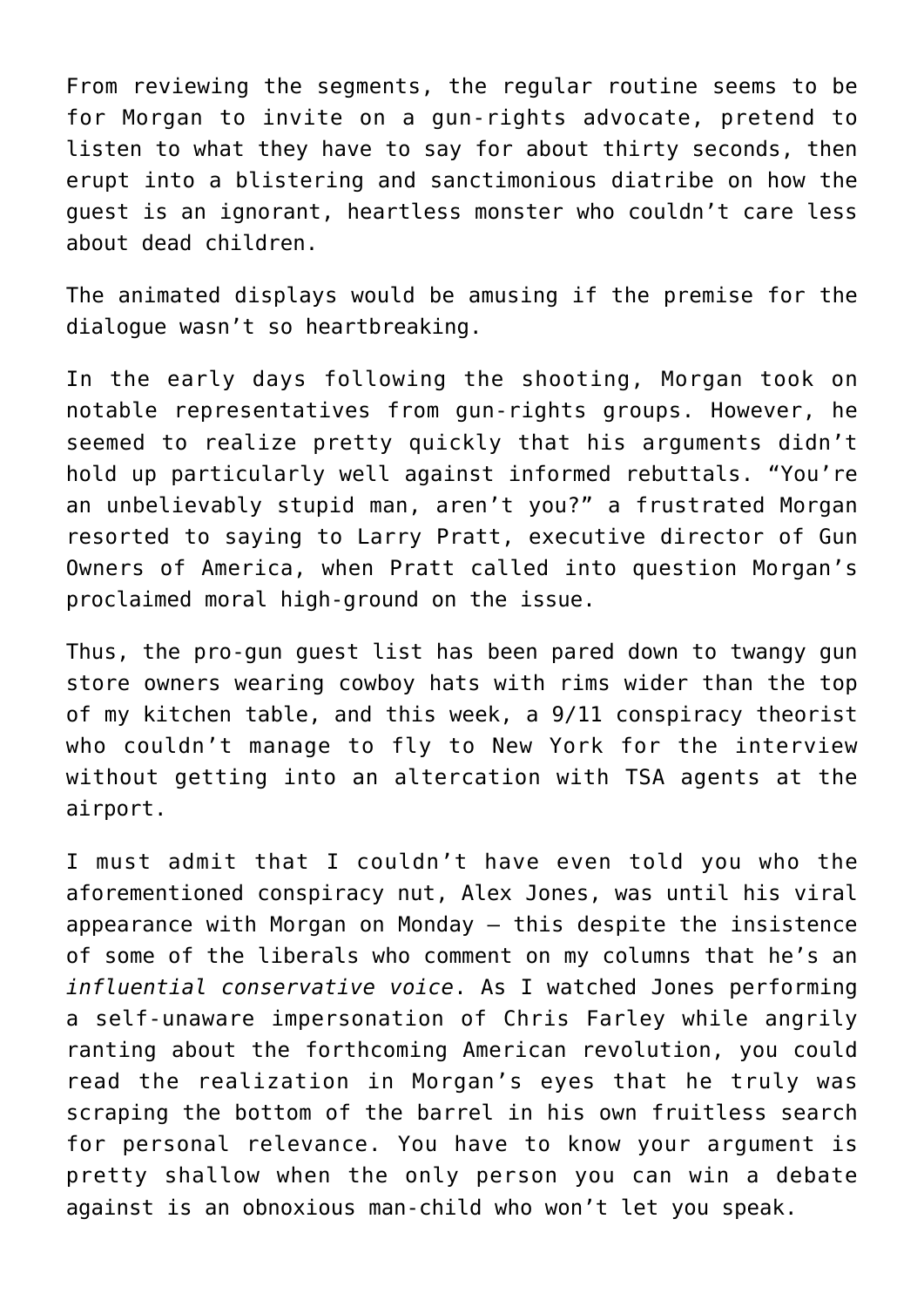From reviewing the segments, the regular routine seems to be for Morgan to invite on a gun-rights advocate, pretend to listen to what they have to say for about thirty seconds, then erupt into a blistering and sanctimonious diatribe on how the guest is an ignorant, heartless monster who couldn't care less about dead children.

The animated displays would be amusing if the premise for the dialogue wasn't so heartbreaking.

In the early days following the shooting, Morgan took on notable representatives from gun-rights groups. However, he seemed to realize pretty quickly that his arguments didn't hold up particularly well against informed rebuttals. "You're an unbelievably stupid man, aren't you?" a frustrated Morgan resorted to saying to Larry Pratt, executive director of Gun Owners of America, when Pratt called into question Morgan's proclaimed moral high-ground on the issue.

Thus, the pro-gun guest list has been pared down to twangy gun store owners wearing cowboy hats with rims wider than the top of my kitchen table, and this week, a 9/11 conspiracy theorist who couldn't manage to fly to New York for the interview without getting into an altercation with TSA agents at the airport.

I must admit that I couldn't have even told you who the aforementioned conspiracy nut, Alex Jones, was until his viral appearance with Morgan on Monday – this despite the insistence of some of the liberals who comment on my columns that he's an *influential conservative voice*. As I watched Jones performing a self-unaware impersonation of Chris Farley while angrily ranting about the forthcoming American revolution, you could read the realization in Morgan's eyes that he truly was scraping the bottom of the barrel in his own fruitless search for personal relevance. You have to know your argument is pretty shallow when the only person you can win a debate against is an obnoxious man-child who won't let you speak.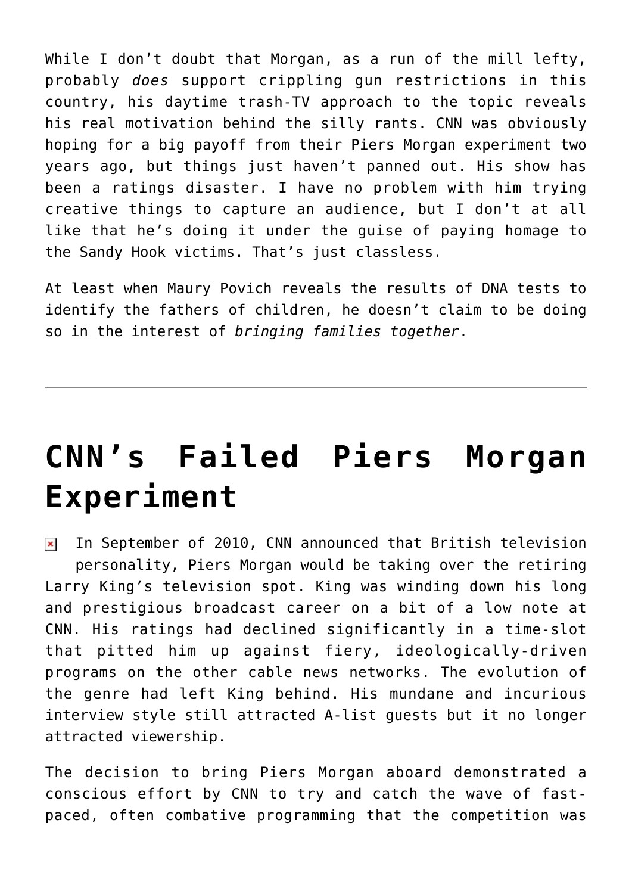While I don't doubt that Morgan, as a run of the mill lefty, probably *does* support crippling gun restrictions in this country, his daytime trash-TV approach to the topic reveals his real motivation behind the silly rants. CNN was obviously hoping for a big payoff from their Piers Morgan experiment two years ago, but things just haven't panned out. His show has been a ratings disaster. I have no problem with him trying creative things to capture an audience, but I don't at all like that he's doing it under the guise of paying homage to the Sandy Hook victims. That's just classless.

At least when Maury Povich reveals the results of DNA tests to identify the fathers of children, he doesn't claim to be doing so in the interest of *bringing families together*.

---

# CNN's Failed Piers Morgan Experiment

In September of 2010, CNN announced that British television personality, Piers Morgan would be taking over the retiring Larry King's television spot. King was winding down his long and prestigious broadcast career on a bit of a low note at CNN. His ratings had declined significantly in a time-slot that pitted him up against fiery, ideologically-driven programs on the other cable news networks. The evolution of the genre had left King behind. His mundane and incurious interview style still attracted A-list guests but it no longer attracted viewership.

The decision to bring Piers Morgan aboard demonstrated a conscious effort by CNN to try and catch the wave of fast-paced, often combative programming that the competition was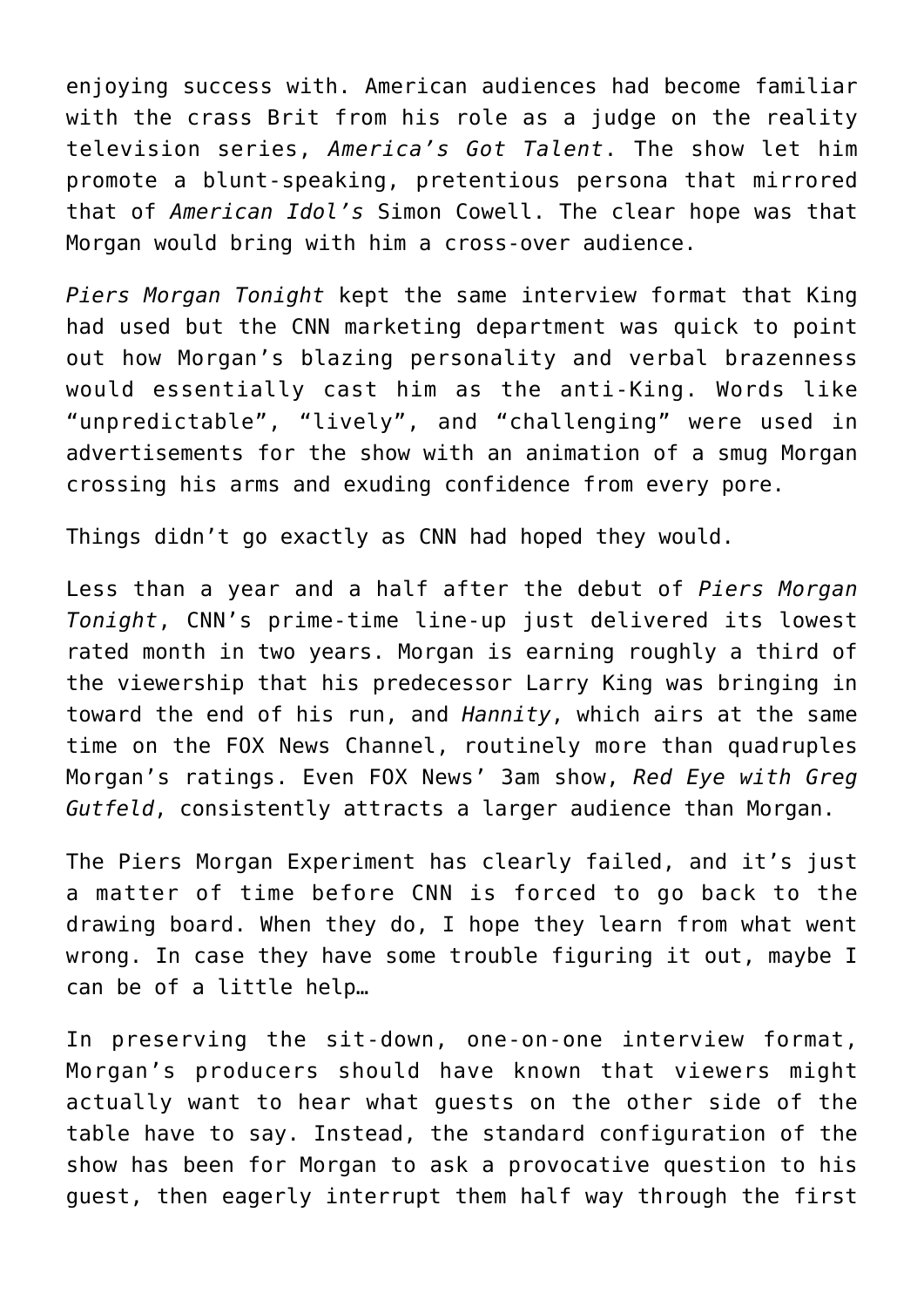enjoying success with. American audiences had become familiar with the crass Brit from his role as a judge on the reality television series, *America's Got Talent*. The show let him promote a blunt-speaking, pretentious persona that mirrored that of *American Idol's* Simon Cowell. The clear hope was that Morgan would bring with him a cross-over audience.

*Piers Morgan Tonight* kept the same interview format that King had used but the CNN marketing department was quick to point out how Morgan's blazing personality and verbal brazenness would essentially cast him as the anti-King. Words like "unpredictable", "lively", and "challenging" were used in advertisements for the show with an animation of a smug Morgan crossing his arms and exuding confidence from every pore.

Things didn't go exactly as CNN had hoped they would.

Less than a year and a half after the debut of *Piers Morgan Tonight*, CNN's prime-time line-up just delivered its lowest rated month in two years. Morgan is earning roughly a third of the viewership that his predecessor Larry King was bringing in toward the end of his run, and *Hannity*, which airs at the same time on the FOX News Channel, routinely more than quadruples Morgan's ratings. Even FOX News' 3am show, *Red Eye with Greg Gutfeld*, consistently attracts a larger audience than Morgan.

The Piers Morgan Experiment has clearly failed, and it's just a matter of time before CNN is forced to go back to the drawing board. When they do, I hope they learn from what went wrong. In case they have some trouble figuring it out, maybe I can be of a little help…

In preserving the sit-down, one-on-one interview format, Morgan's producers should have known that viewers might actually want to hear what guests on the other side of the table have to say. Instead, the standard configuration of the show has been for Morgan to ask a provocative question to his guest, then eagerly interrupt them half way through the first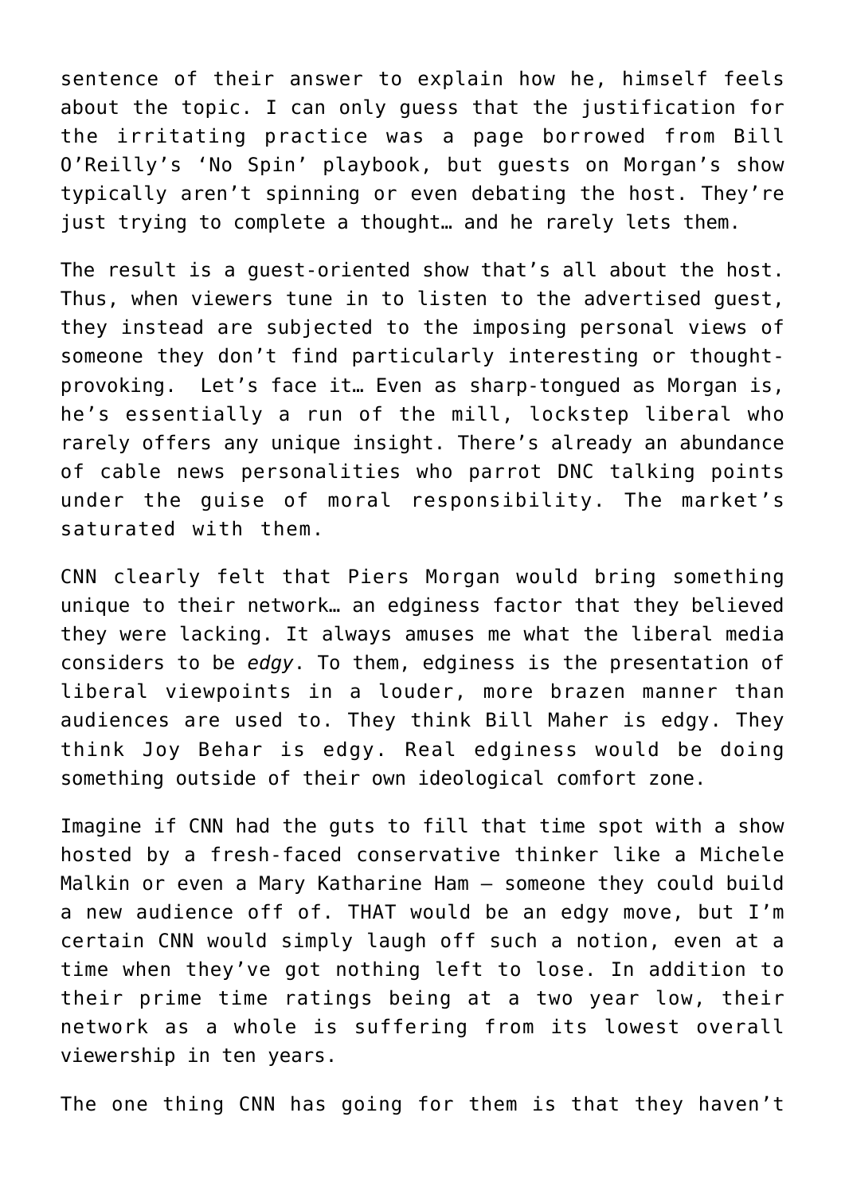sentence of their answer to explain how he, himself feels about the topic. I can only guess that the justification for the irritating practice was a page borrowed from Bill O'Reilly's 'No Spin' playbook, but guests on Morgan's show typically aren't spinning or even debating the host. They're just trying to complete a thought… and he rarely lets them.

The result is a guest-oriented show that's all about the host. Thus, when viewers tune in to listen to the advertised guest, they instead are subjected to the imposing personal views of someone they don't find particularly interesting or thought-provoking.  Let's face it… Even as sharp-tongued as Morgan is, he's essentially a run of the mill, lockstep liberal who rarely offers any unique insight. There's already an abundance of cable news personalities who parrot DNC talking points under the guise of moral responsibility. The market's saturated with them.

CNN clearly felt that Piers Morgan would bring something unique to their network… an edginess factor that they believed they were lacking. It always amuses me what the liberal media considers to be *edgy*. To them, edginess is the presentation of liberal viewpoints in a louder, more brazen manner than audiences are used to. They think Bill Maher is edgy. They think Joy Behar is edgy. Real edginess would be doing something outside of their own ideological comfort zone.

Imagine if CNN had the guts to fill that time spot with a show hosted by a fresh-faced conservative thinker like a Michele Malkin or even a Mary Katharine Ham – someone they could build a new audience off of. THAT would be an edgy move, but I'm certain CNN would simply laugh off such a notion, even at a time when they've got nothing left to lose. In addition to their prime time ratings being at a two year low, their network as a whole is suffering from its lowest overall viewership in ten years.

The one thing CNN has going for them is that they haven't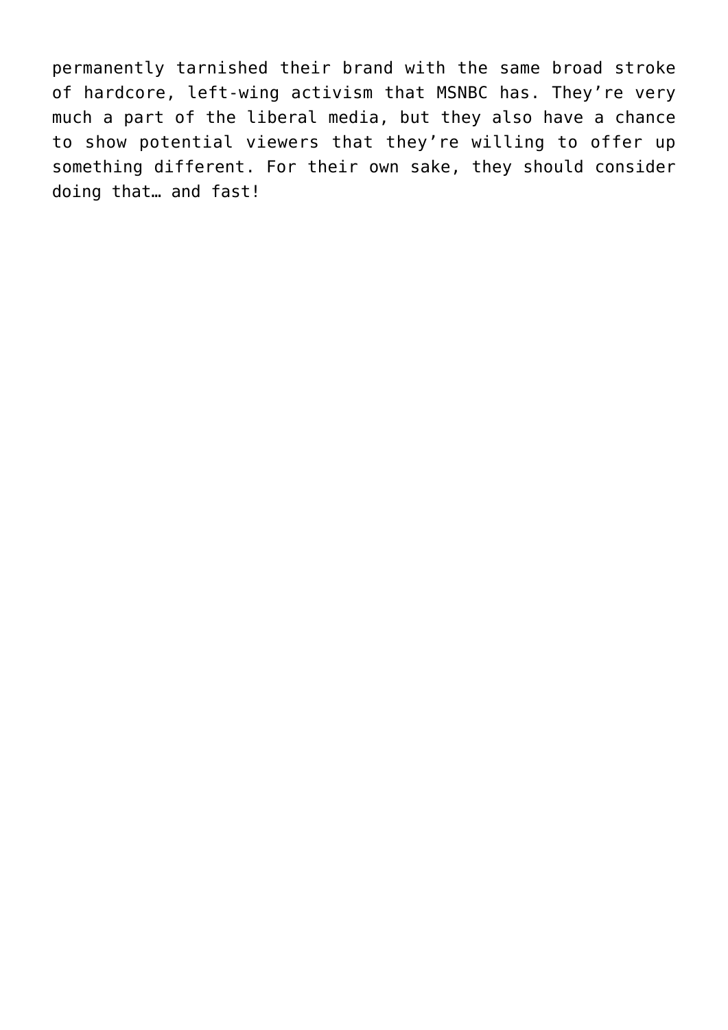permanently tarnished their brand with the same broad stroke of hardcore, left-wing activism that MSNBC has. They're very much a part of the liberal media, but they also have a chance to show potential viewers that they're willing to offer up something different. For their own sake, they should consider doing that… and fast!